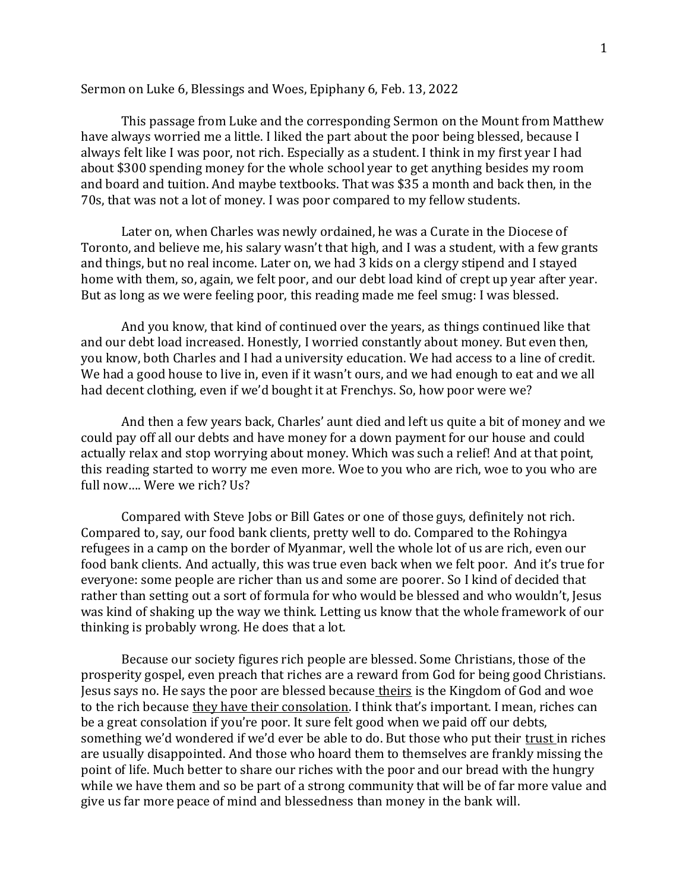Sermon on Luke 6, Blessings and Woes, Epiphany 6, Feb. 13, 2022

This passage from Luke and the corresponding Sermon on the Mount from Matthew have always worried me a little. I liked the part about the poor being blessed, because I always felt like I was poor, not rich. Especially as a student. I think in my first year I had about $300 spending money for the whole school year to get anything besides my room and board and tuition. And maybe textbooks. That was $35 a month and back then, in the 70s, that was not a lot of money. I was poor compared to my fellow students.

Later on, when Charles was newly ordained, he was a Curate in the Diocese of Toronto, and believe me, his salary wasn't that high, and I was a student, with a few grants and things, but no real income. Later on, we had 3 kids on a clergy stipend and I stayed home with them, so, again, we felt poor, and our debt load kind of crept up year after year. But as long as we were feeling poor, this reading made me feel smug: I was blessed.

And you know, that kind of continued over the years, as things continued like that and our debt load increased. Honestly, I worried constantly about money. But even then, you know, both Charles and I had a university education. We had access to a line of credit. We had a good house to live in, even if it wasn't ours, and we had enough to eat and we all had decent clothing, even if we'd bought it at Frenchys. So, how poor were we?

And then a few years back, Charles' aunt died and left us quite a bit of money and we could pay off all our debts and have money for a down payment for our house and could actually relax and stop worrying about money. Which was such a relief! And at that point, this reading started to worry me even more. Woe to you who are rich, woe to you who are full now…. Were we rich? Us?

Compared with Steve Jobs or Bill Gates or one of those guys, definitely not rich. Compared to, say, our food bank clients, pretty well to do. Compared to the Rohingya refugees in a camp on the border of Myanmar, well the whole lot of us are rich, even our food bank clients. And actually, this was true even back when we felt poor. And it's true for everyone: some people are richer than us and some are poorer. So I kind of decided that rather than setting out a sort of formula for who would be blessed and who wouldn't, Jesus was kind of shaking up the way we think. Letting us know that the whole framework of our thinking is probably wrong. He does that a lot.

Because our society figures rich people are blessed. Some Christians, those of the prosperity gospel, even preach that riches are a reward from God for being good Christians. Jesus says no. He says the poor are blessed because <u>theirs</u> is the Kingdom of God and woe to the rich because <u>they have their consolation</u>. I think that's important. I mean, riches can be a great consolation if you're poor. It sure felt good when we paid off our debts, something we'd wondered if we'd ever be able to do. But those who put their <u>trust</u> in riches are usually disappointed. And those who hoard them to themselves are frankly missing the point of life. Much better to share our riches with the poor and our bread with the hungry while we have them and so be part of a strong community that will be of far more value and give us far more peace of mind and blessedness than money in the bank will.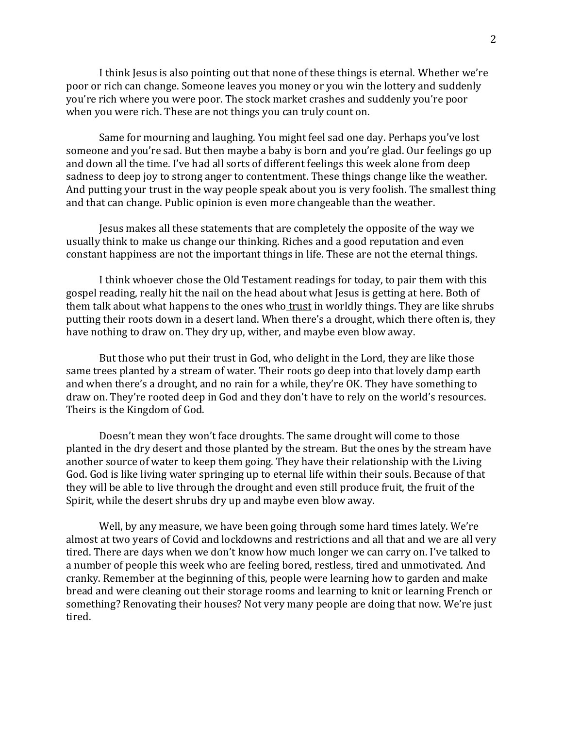I think Jesus is also pointing out that none of these things is eternal. Whether we're poor or rich can change. Someone leaves you money or you win the lottery and suddenly you're rich where you were poor. The stock market crashes and suddenly you're poor when you were rich. These are not things you can truly count on.

Same for mourning and laughing. You might feel sad one day. Perhaps you've lost someone and you're sad. But then maybe a baby is born and you're glad. Our feelings go up and down all the time. I've had all sorts of different feelings this week alone from deep sadness to deep joy to strong anger to contentment. These things change like the weather. And putting your trust in the way people speak about you is very foolish. The smallest thing and that can change. Public opinion is even more changeable than the weather.

Jesus makes all these statements that are completely the opposite of the way we usually think to make us change our thinking. Riches and a good reputation and even constant happiness are not the important things in life. These are not the eternal things.

I think whoever chose the Old Testament readings for today, to pair them with this gospel reading, really hit the nail on the head about what Jesus is getting at here. Both of them talk about what happens to the ones who <u>trust</u> in worldly things. They are like shrubs putting their roots down in a desert land. When there's a drought, which there often is, they have nothing to draw on. They dry up, wither, and maybe even blow away.

But those who put their trust in God, who delight in the Lord, they are like those same trees planted by a stream of water. Their roots go deep into that lovely damp earth and when there's a drought, and no rain for a while, they're OK. They have something to draw on. They're rooted deep in God and they don't have to rely on the world's resources. Theirs is the Kingdom of God.

Doesn't mean they won't face droughts. The same drought will come to those planted in the dry desert and those planted by the stream. But the ones by the stream have another source of water to keep them going. They have their relationship with the Living God. God is like living water springing up to eternal life within their souls. Because of that they will be able to live through the drought and even still produce fruit, the fruit of the Spirit, while the desert shrubs dry up and maybe even blow away.

Well, by any measure, we have been going through some hard times lately. We're almost at two years of Covid and lockdowns and restrictions and all that and we are all very tired. There are days when we don't know how much longer we can carry on. I've talked to a number of people this week who are feeling bored, restless, tired and unmotivated. And cranky. Remember at the beginning of this, people were learning how to garden and make bread and were cleaning out their storage rooms and learning to knit or learning French or something? Renovating their houses? Not very many people are doing that now. We're just tired.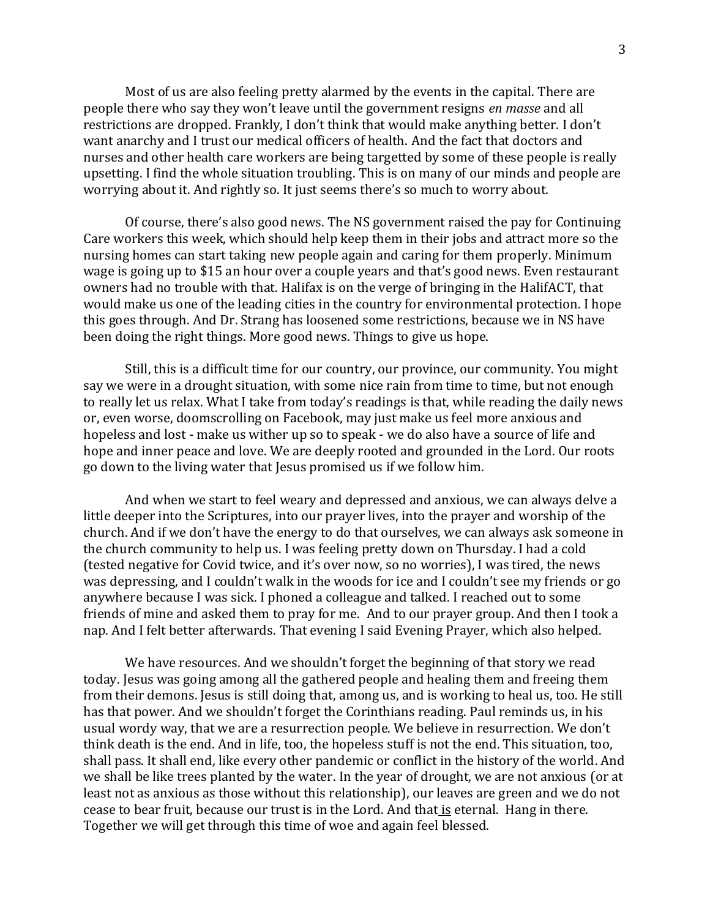Most of us are also feeling pretty alarmed by the events in the capital. There are people there who say they won't leave until the government resigns *en masse* and all restrictions are dropped. Frankly, I don't think that would make anything better. I don't want anarchy and I trust our medical officers of health. And the fact that doctors and nurses and other health care workers are being targetted by some of these people is really upsetting. I find the whole situation troubling. This is on many of our minds and people are worrying about it. And rightly so. It just seems there's so much to worry about.

Of course, there's also good news. The NS government raised the pay for Continuing Care workers this week, which should help keep them in their jobs and attract more so the nursing homes can start taking new people again and caring for them properly. Minimum wage is going up to $15 an hour over a couple years and that's good news. Even restaurant owners had no trouble with that. Halifax is on the verge of bringing in the HalifACT, that would make us one of the leading cities in the country for environmental protection. I hope this goes through. And Dr. Strang has loosened some restrictions, because we in NS have been doing the right things. More good news. Things to give us hope.

Still, this is a difficult time for our country, our province, our community. You might say we were in a drought situation, with some nice rain from time to time, but not enough to really let us relax. What I take from today's readings is that, while reading the daily news or, even worse, doomscrolling on Facebook, may just make us feel more anxious and hopeless and lost - make us wither up so to speak - we do also have a source of life and hope and inner peace and love. We are deeply rooted and grounded in the Lord. Our roots go down to the living water that Jesus promised us if we follow him.

And when we start to feel weary and depressed and anxious, we can always delve a little deeper into the Scriptures, into our prayer lives, into the prayer and worship of the church. And if we don't have the energy to do that ourselves, we can always ask someone in the church community to help us. I was feeling pretty down on Thursday. I had a cold (tested negative for Covid twice, and it's over now, so no worries), I was tired, the news was depressing, and I couldn't walk in the woods for ice and I couldn't see my friends or go anywhere because I was sick. I phoned a colleague and talked. I reached out to some friends of mine and asked them to pray for me. And to our prayer group. And then I took a nap. And I felt better afterwards. That evening I said Evening Prayer, which also helped.

We have resources. And we shouldn't forget the beginning of that story we read today. Jesus was going among all the gathered people and healing them and freeing them from their demons. Jesus is still doing that, among us, and is working to heal us, too. He still has that power. And we shouldn't forget the Corinthians reading. Paul reminds us, in his usual wordy way, that we are a resurrection people. We believe in resurrection. We don't think death is the end. And in life, too, the hopeless stuff is not the end. This situation, too, shall pass. It shall end, like every other pandemic or conflict in the history of the world. And we shall be like trees planted by the water. In the year of drought, we are not anxious (or at least not as anxious as those without this relationship), our leaves are green and we do not cease to bear fruit, because our trust is in the Lord. And that is eternal. Hang in there. Together we will get through this time of woe and again feel blessed.